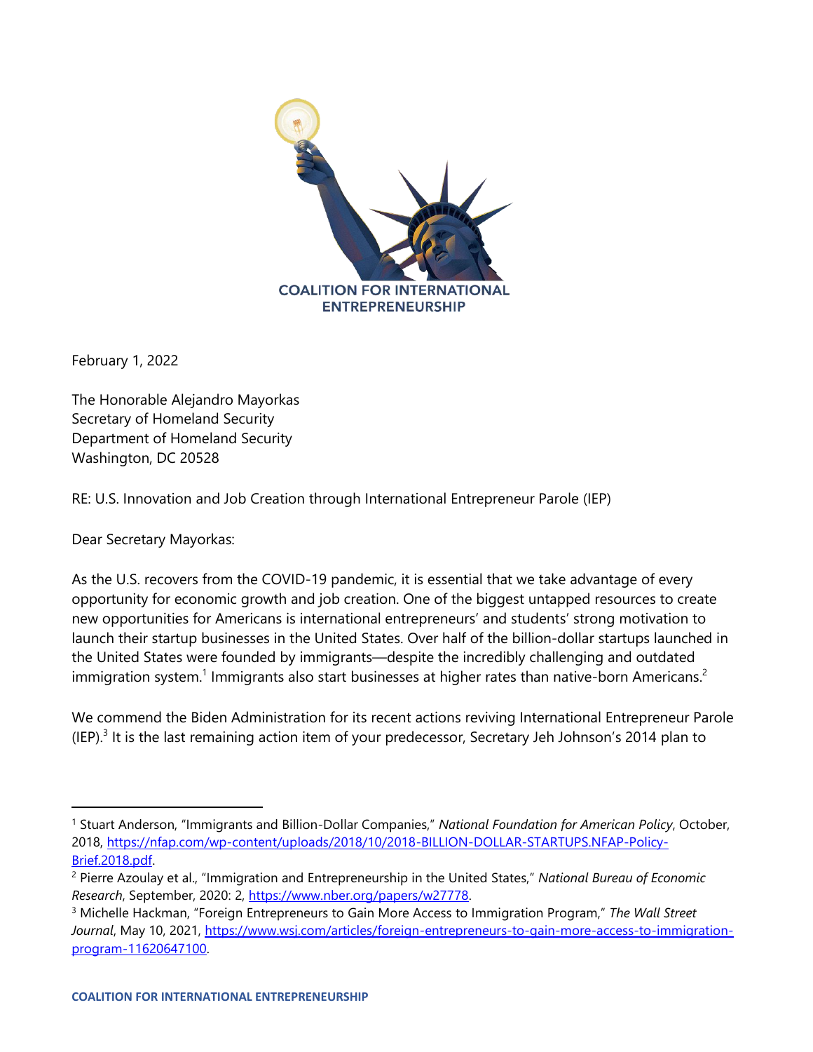COALITION FOR INTERNATIONAL ENTREPRENEURSHIP

February 1, 2022

The Honorable Alejandro Mayorkas
Secretary of Homeland Security
Department of Homeland Security
Washington, DC 20528

RE: U.S. Innovation and Job Creation through International Entrepreneur Parole (IEP)

Dear Secretary Mayorkas:

As the U.S. recovers from the COVID-19 pandemic, it is essential that we take advantage of every opportunity for economic growth and job creation. One of the biggest untapped resources to create new opportunities for Americans is international entrepreneurs' and students' strong motivation to launch their startup businesses in the United States. Over half of the billion-dollar startups launched in the United States were founded by immigrants—despite the incredibly challenging and outdated immigration system.[1] Immigrants also start businesses at higher rates than native-born Americans.[2]

We commend the Biden Administration for its recent actions reviving International Entrepreneur Parole (IEP).[3] It is the last remaining action item of your predecessor, Secretary Jeh Johnson's 2014 plan to

---

[1] Stuart Anderson, "Immigrants and Billion-Dollar Companies," *National Foundation for American Policy*, October, 2018, https://nfap.com/wp-content/uploads/2018/10/2018-BILLION-DOLLAR-STARTUPS.NFAP-Policy-Brief.2018.pdf.

[2] Pierre Azoulay et al., "Immigration and Entrepreneurship in the United States," *National Bureau of Economic Research*, September, 2020: 2, https://www.nber.org/papers/w27778.

[3] Michelle Hackman, "Foreign Entrepreneurs to Gain More Access to Immigration Program," *The Wall Street Journal*, May 10, 2021, https://www.wsj.com/articles/foreign-entrepreneurs-to-gain-more-access-to-immigration-program-11620647100.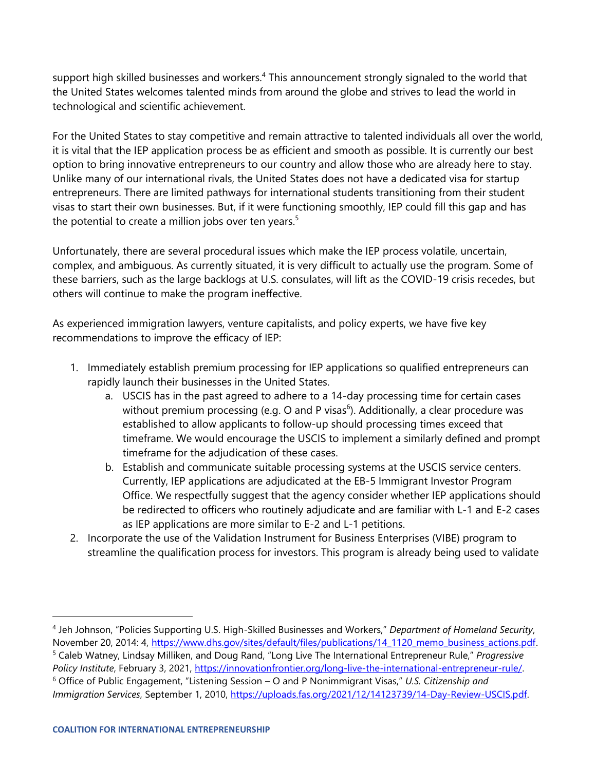support high skilled businesses and workers.[4] This announcement strongly signaled to the world that the United States welcomes talented minds from around the globe and strives to lead the world in technological and scientific achievement.

For the United States to stay competitive and remain attractive to talented individuals all over the world, it is vital that the IEP application process be as efficient and smooth as possible. It is currently our best option to bring innovative entrepreneurs to our country and allow those who are already here to stay. Unlike many of our international rivals, the United States does not have a dedicated visa for startup entrepreneurs. There are limited pathways for international students transitioning from their student visas to start their own businesses. But, if it were functioning smoothly, IEP could fill this gap and has the potential to create a million jobs over ten years.[5]

Unfortunately, there are several procedural issues which make the IEP process volatile, uncertain, complex, and ambiguous. As currently situated, it is very difficult to actually use the program. Some of these barriers, such as the large backlogs at U.S. consulates, will lift as the COVID-19 crisis recedes, but others will continue to make the program ineffective.

As experienced immigration lawyers, venture capitalists, and policy experts, we have five key recommendations to improve the efficacy of IEP:

1. Immediately establish premium processing for IEP applications so qualified entrepreneurs can rapidly launch their businesses in the United States.
    a. USCIS has in the past agreed to adhere to a 14-day processing time for certain cases without premium processing (e.g. O and P visas[6]). Additionally, a clear procedure was established to allow applicants to follow-up should processing times exceed that timeframe. We would encourage the USCIS to implement a similarly defined and prompt timeframe for the adjudication of these cases.
    b. Establish and communicate suitable processing systems at the USCIS service centers. Currently, IEP applications are adjudicated at the EB-5 Immigrant Investor Program Office. We respectfully suggest that the agency consider whether IEP applications should be redirected to officers who routinely adjudicate and are familiar with L-1 and E-2 cases as IEP applications are more similar to E-2 and L-1 petitions.
2. Incorporate the use of the Validation Instrument for Business Enterprises (VIBE) program to streamline the qualification process for investors. This program is already being used to validate

[4] Jeh Johnson, "Policies Supporting U.S. High-Skilled Businesses and Workers," *Department of Homeland Security*, November 20, 2014: 4, https://www.dhs.gov/sites/default/files/publications/14_1120_memo_business_actions.pdf.

[5] Caleb Watney, Lindsay Milliken, and Doug Rand, "Long Live The International Entrepreneur Rule," *Progressive Policy Institute*, February 3, 2021, https://innovationfrontier.org/long-live-the-international-entrepreneur-rule/.

[6] Office of Public Engagement, "Listening Session – O and P Nonimmigrant Visas," *U.S. Citizenship and Immigration Services*, September 1, 2010, https://uploads.fas.org/2021/12/14123739/14-Day-Review-USCIS.pdf.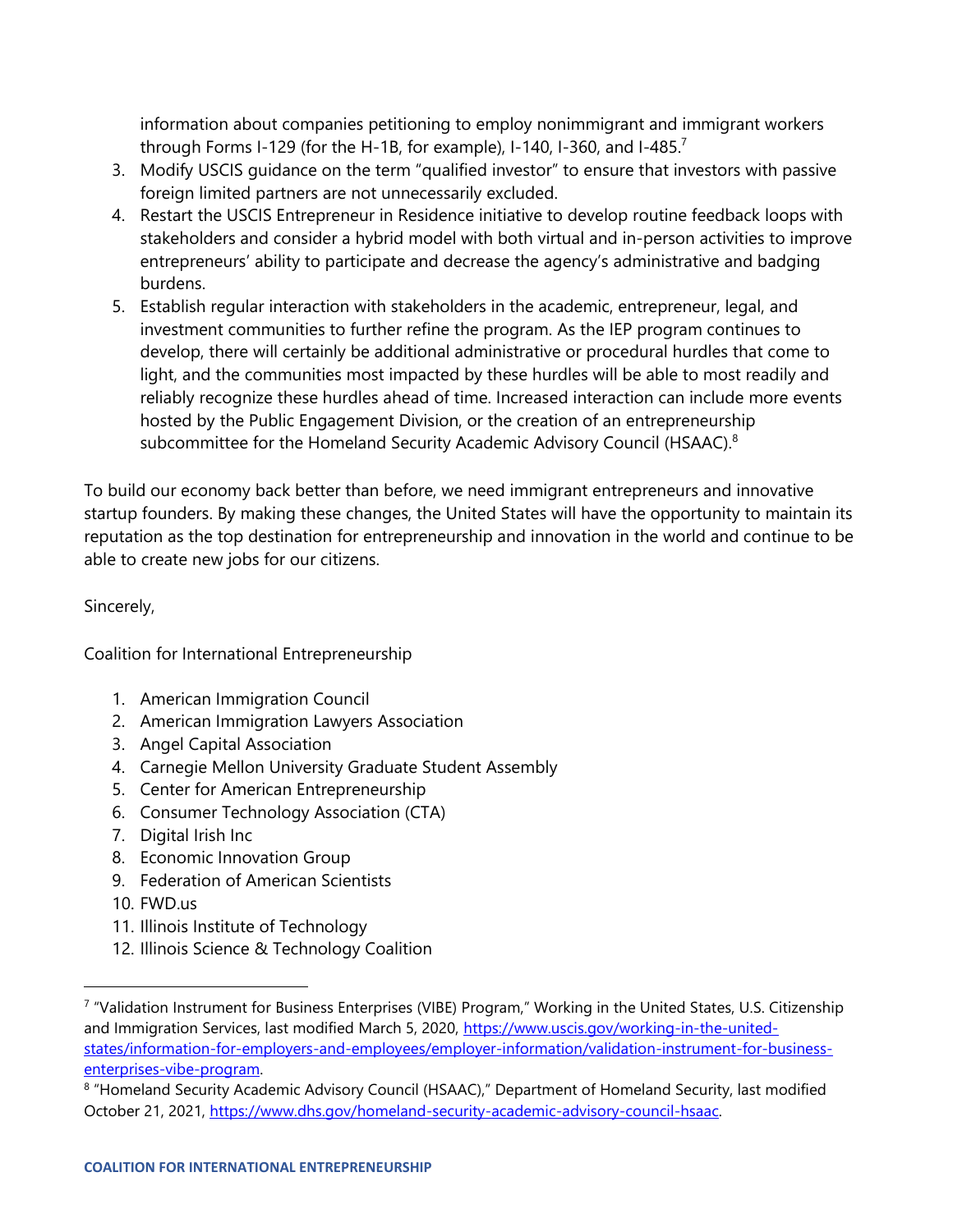information about companies petitioning to employ nonimmigrant and immigrant workers through Forms I-129 (for the H-1B, for example), I-140, I-360, and I-485.[7]

3. Modify USCIS guidance on the term "qualified investor" to ensure that investors with passive foreign limited partners are not unnecessarily excluded.
4. Restart the USCIS Entrepreneur in Residence initiative to develop routine feedback loops with stakeholders and consider a hybrid model with both virtual and in-person activities to improve entrepreneurs' ability to participate and decrease the agency's administrative and badging burdens.
5. Establish regular interaction with stakeholders in the academic, entrepreneur, legal, and investment communities to further refine the program. As the IEP program continues to develop, there will certainly be additional administrative or procedural hurdles that come to light, and the communities most impacted by these hurdles will be able to most readily and reliably recognize these hurdles ahead of time. Increased interaction can include more events hosted by the Public Engagement Division, or the creation of an entrepreneurship subcommittee for the Homeland Security Academic Advisory Council (HSAAC).[8]

To build our economy back better than before, we need immigrant entrepreneurs and innovative startup founders. By making these changes, the United States will have the opportunity to maintain its reputation as the top destination for entrepreneurship and innovation in the world and continue to be able to create new jobs for our citizens.

Sincerely,

Coalition for International Entrepreneurship

1. American Immigration Council
2. American Immigration Lawyers Association
3. Angel Capital Association
4. Carnegie Mellon University Graduate Student Assembly
5. Center for American Entrepreneurship
6. Consumer Technology Association (CTA)
7. Digital Irish Inc
8. Economic Innovation Group
9. Federation of American Scientists
10. FWD.us
11. Illinois Institute of Technology
12. Illinois Science & Technology Coalition

---

[7] "Validation Instrument for Business Enterprises (VIBE) Program," Working in the United States, U.S. Citizenship and Immigration Services, last modified March 5, 2020, https://www.uscis.gov/working-in-the-united-states/information-for-employers-and-employees/employer-information/validation-instrument-for-business-enterprises-vibe-program.

[8] "Homeland Security Academic Advisory Council (HSAAC)," Department of Homeland Security, last modified October 21, 2021, https://www.dhs.gov/homeland-security-academic-advisory-council-hsaac.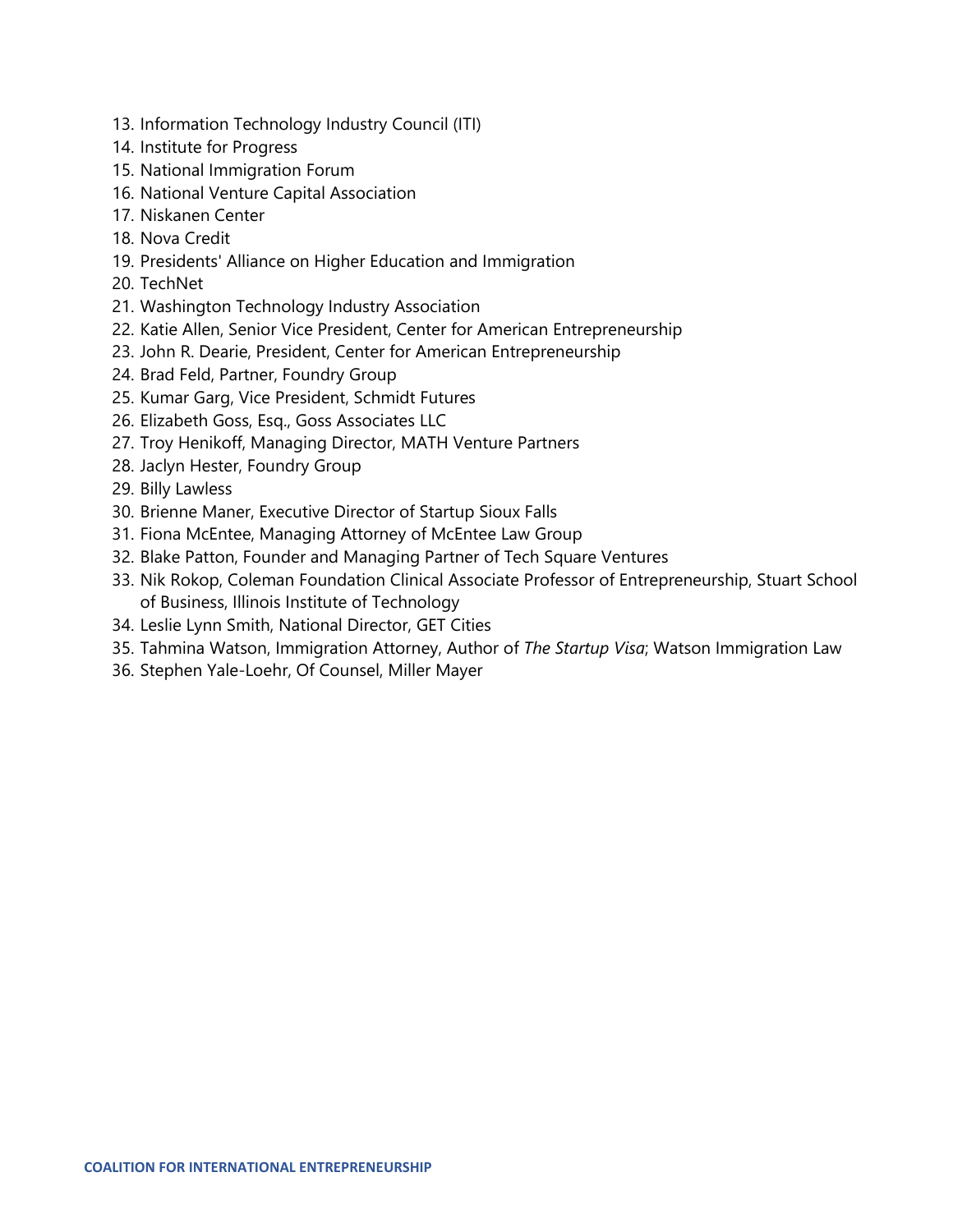13. Information Technology Industry Council (ITI)
14. Institute for Progress
15. National Immigration Forum
16. National Venture Capital Association
17. Niskanen Center
18. Nova Credit
19. Presidents' Alliance on Higher Education and Immigration
20. TechNet
21. Washington Technology Industry Association
22. Katie Allen, Senior Vice President, Center for American Entrepreneurship
23. John R. Dearie, President, Center for American Entrepreneurship
24. Brad Feld, Partner, Foundry Group
25. Kumar Garg, Vice President, Schmidt Futures
26. Elizabeth Goss, Esq., Goss Associates LLC
27. Troy Henikoff, Managing Director, MATH Venture Partners
28. Jaclyn Hester, Foundry Group
29. Billy Lawless
30. Brienne Maner, Executive Director of Startup Sioux Falls
31. Fiona McEntee, Managing Attorney of McEntee Law Group
32. Blake Patton, Founder and Managing Partner of Tech Square Ventures
33. Nik Rokop, Coleman Foundation Clinical Associate Professor of Entrepreneurship, Stuart School of Business, Illinois Institute of Technology
34. Leslie Lynn Smith, National Director, GET Cities
35. Tahmina Watson, Immigration Attorney, Author of *The Startup Visa*; Watson Immigration Law
36. Stephen Yale-Loehr, Of Counsel, Miller Mayer